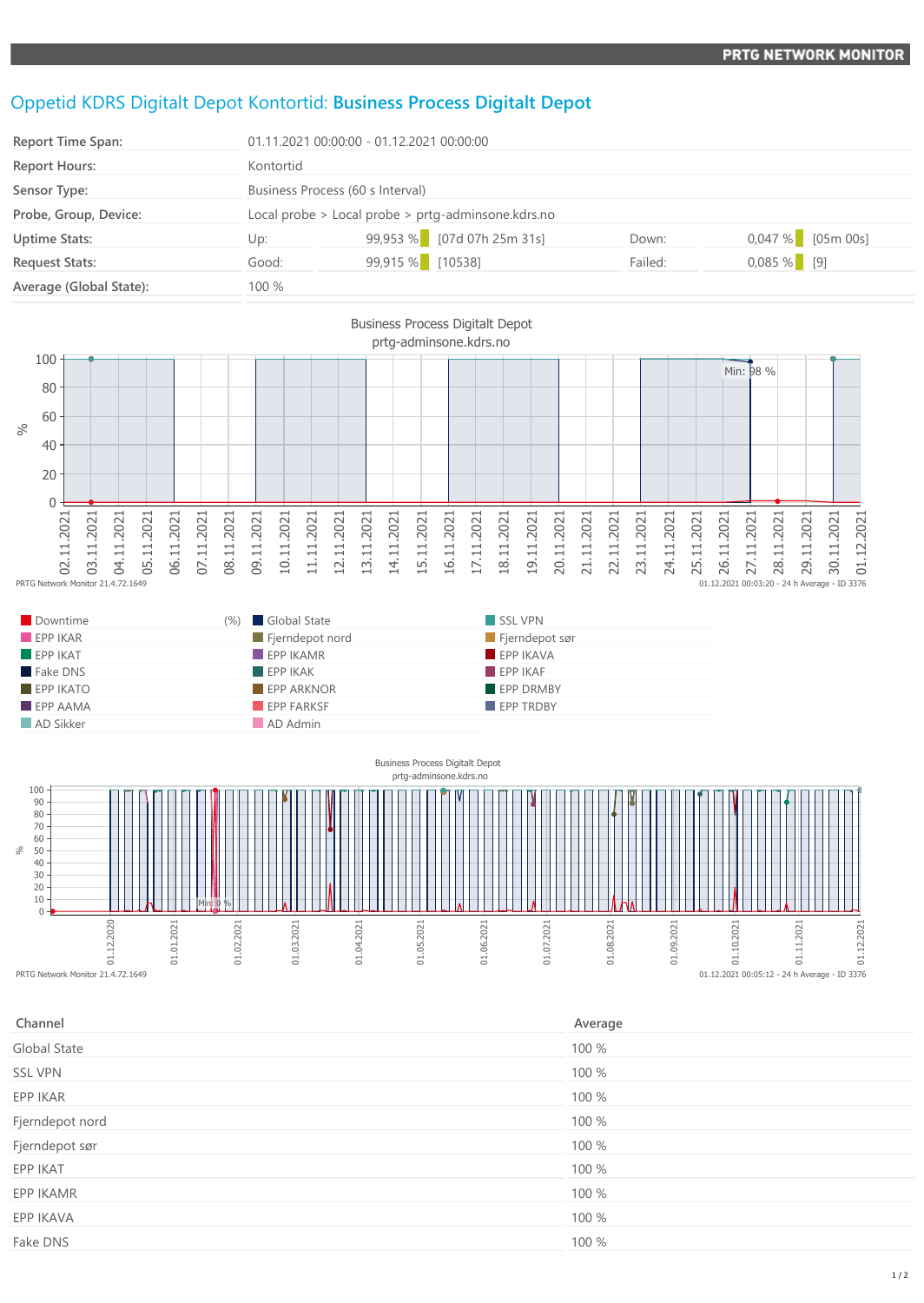PRTG NETWORK MONITOR

# Oppetid KDRS Digitalt Depot Kontortid: **Business Process Digitalt Depot**

| | | | | | |
|---|---|---|---|---|---|
| **Report Time Span:** | 01.11.2021 00:00:00 - 01.12.2021 00:00:00 | | | | |
| **Report Hours:** | Kontortid | | | | |
| **Sensor Type:** | Business Process (60 s Interval) | | | | |
| **Probe, Group, Device:** | Local probe > Local probe > prtg-adminsone.kdrs.no | | | | |
| **Uptime Stats:** | Up: | 99,953 % [07d 07h 25m 31s] | Down: | 0,047 % | [05m 00s] |
| **Request Stats:** | Good: | 99,915 % [10538] | Failed: | 0,085 % | [9] |
| **Average (Global State):** | 100 % | | | | |

Business Process Digitalt Depot
prtg-adminsone.kdrs.no

PRTG Network Monitor 21.4.72.1649 — 01.12.2021 00:03:20 - 24 h Average - ID 3376

| | | |
|---|---|---|
| Downtime (%) | Global State | SSL VPN |
| EPP IKAR | Fjerndepot nord | Fjerndepot sør |
| EPP IKAT | EPP IKAMR | EPP IKAVA |
| Fake DNS | EPP IKAK | EPP IKAF |
| EPP IKATO | EPP ARKNOR | EPP DRMBY |
| EPP AAMA | EPP FARKSF | EPP TRDBY |
| AD Sikker | AD Admin | |

Business Process Digitalt Depot
prtg-adminsone.kdrs.no

PRTG Network Monitor 21.4.72.1649 — 01.12.2021 00:05:12 - 24 h Average - ID 3376

| Channel | Average |
|---|---|
| Global State | 100 % |
| SSL VPN | 100 % |
| EPP IKAR | 100 % |
| Fjerndepot nord | 100 % |
| Fjerndepot sør | 100 % |
| EPP IKAT | 100 % |
| EPP IKAMR | 100 % |
| EPP IKAVA | 100 % |
| Fake DNS | 100 % |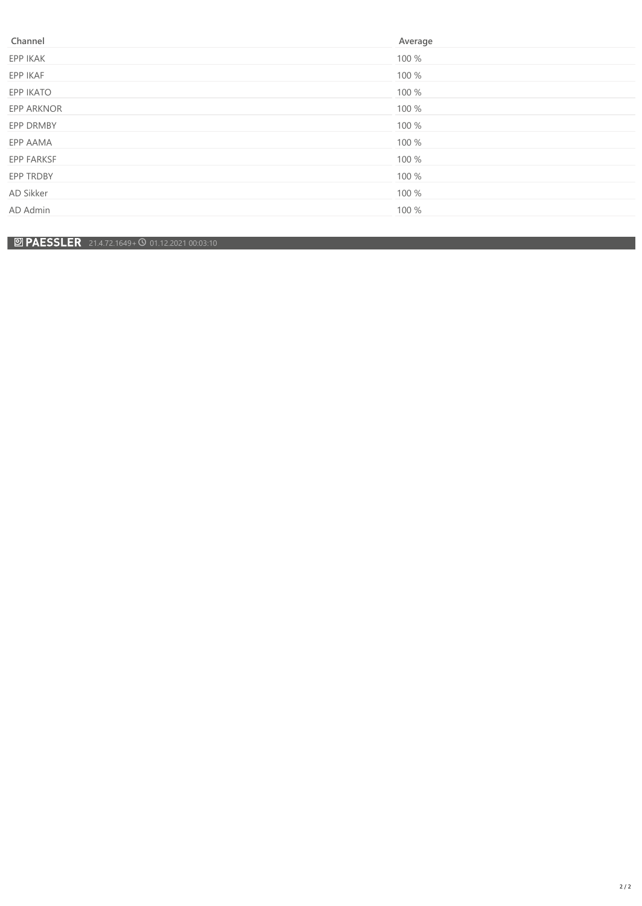| Channel | Average |
| --- | --- |
| EPP IKAK | 100 % |
| EPP IKAF | 100 % |
| EPP IKATO | 100 % |
| EPP ARKNOR | 100 % |
| EPP DRMBY | 100 % |
| EPP AAMA | 100 % |
| EPP FARKSF | 100 % |
| EPP TRDBY | 100 % |
| AD Sikker | 100 % |
| AD Admin | 100 % |